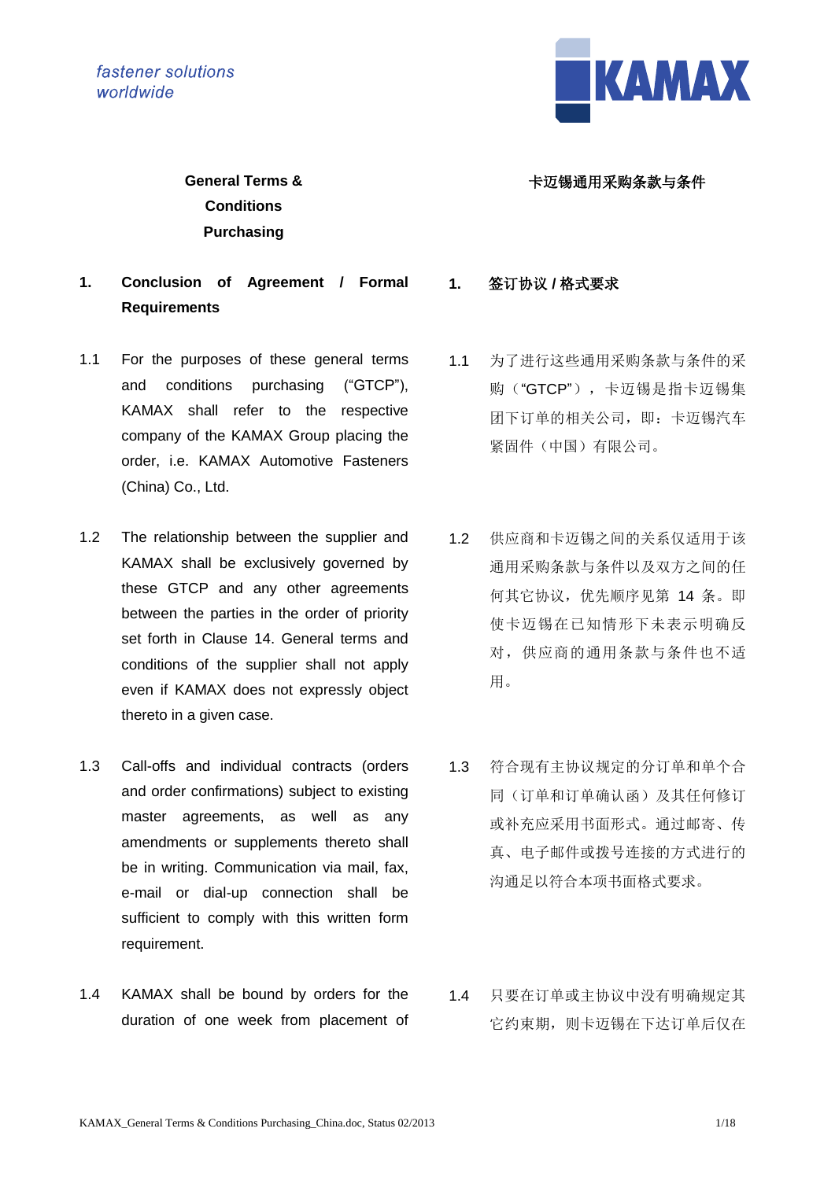fastener solutions
worldwide

KAMAX

# General Terms & Conditions Purchasing

# 卡迈锡通用采购条款与条件

## 1. Conclusion of Agreement / Formal Requirements

## 1. 签订协议 / 格式要求

1.1 For the purposes of these general terms and conditions purchasing ("GTCP"), KAMAX shall refer to the respective company of the KAMAX Group placing the order, i.e. KAMAX Automotive Fasteners (China) Co., Ltd.

1.1 为了进行这些通用采购条款与条件的采购（"GTCP"），卡迈锡是指卡迈锡集团下订单的相关公司，即：卡迈锡汽车紧固件（中国）有限公司。

1.2 The relationship between the supplier and KAMAX shall be exclusively governed by these GTCP and any other agreements between the parties in the order of priority set forth in Clause 14. General terms and conditions of the supplier shall not apply even if KAMAX does not expressly object thereto in a given case.

1.2 供应商和卡迈锡之间的关系仅适用于该通用采购条款与条件以及双方之间的任何其它协议，优先顺序见第 14 条。即使卡迈锡在已知情形下未表示明确反对，供应商的通用条款与条件也不适用。

1.3 Call-offs and individual contracts (orders and order confirmations) subject to existing master agreements, as well as any amendments or supplements thereto shall be in writing. Communication via mail, fax, e-mail or dial-up connection shall be sufficient to comply with this written form requirement.

1.3 符合现有主协议规定的分订单和单个合同（订单和订单确认函）及其任何修订或补充应采用书面形式。通过邮寄、传真、电子邮件或拨号连接的方式进行的沟通足以符合本项书面格式要求。

1.4 KAMAX shall be bound by orders for the duration of one week from placement of

1.4 只要在订单或主协议中没有明确规定其它约束期，则卡迈锡在下达订单后仅在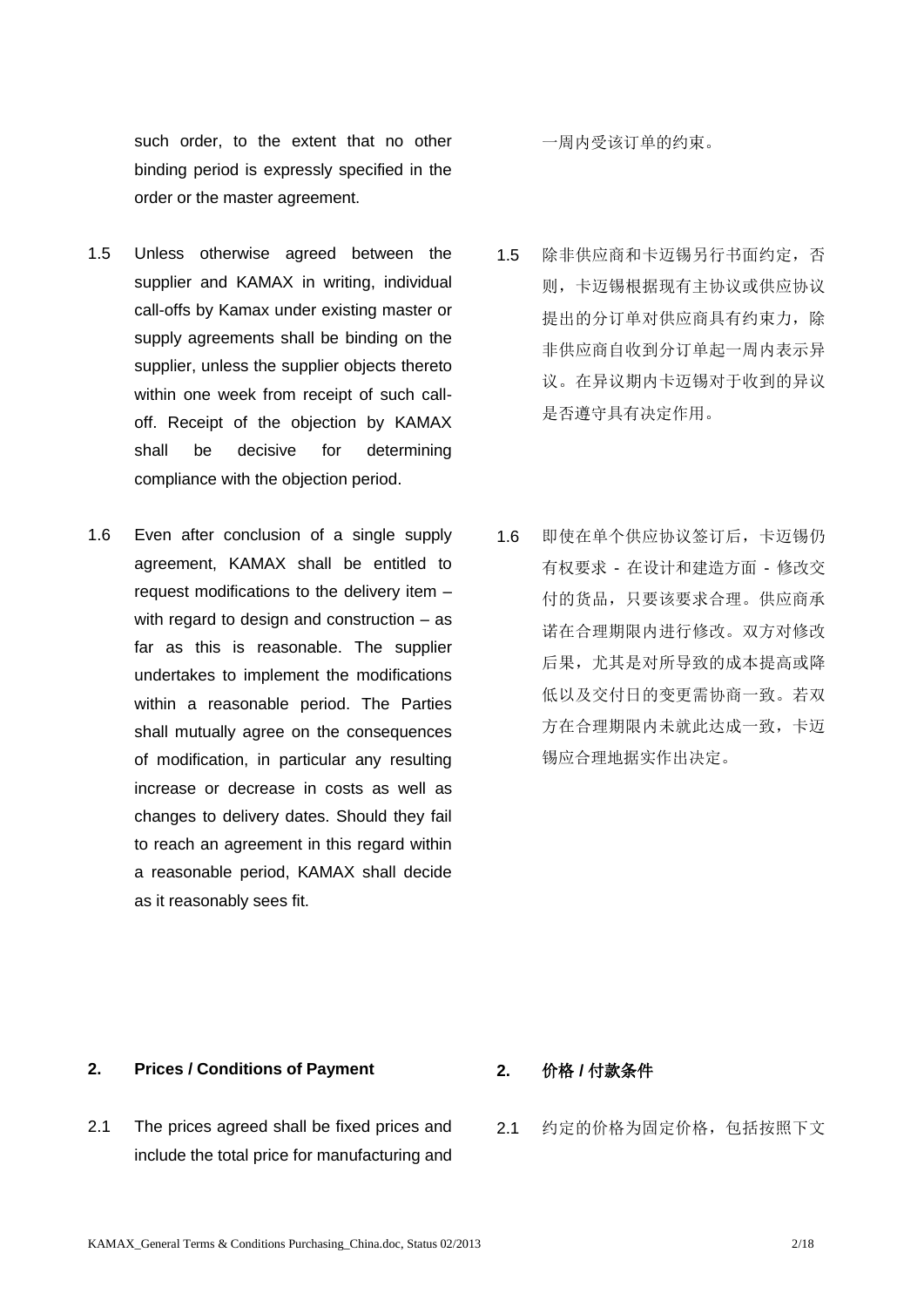such order, to the extent that no other binding period is expressly specified in the order or the master agreement.

一周内受该订单的约束。

1.5 Unless otherwise agreed between the supplier and KAMAX in writing, individual call-offs by Kamax under existing master or supply agreements shall be binding on the supplier, unless the supplier objects thereto within one week from receipt of such call-off. Receipt of the objection by KAMAX shall be decisive for determining compliance with the objection period.

1.5 除非供应商和卡迈锡另行书面约定，否则，卡迈锡根据现有主协议或供应协议提出的分订单对供应商具有约束力，除非供应商自收到分订单起一周内表示异议。在异议期内卡迈锡对于收到的异议是否遵守具有决定作用。

1.6 Even after conclusion of a single supply agreement, KAMAX shall be entitled to request modifications to the delivery item – with regard to design and construction – as far as this is reasonable. The supplier undertakes to implement the modifications within a reasonable period. The Parties shall mutually agree on the consequences of modification, in particular any resulting increase or decrease in costs as well as changes to delivery dates. Should they fail to reach an agreement in this regard within a reasonable period, KAMAX shall decide as it reasonably sees fit.

1.6 即使在单个供应协议签订后，卡迈锡仍有权要求 - 在设计和建造方面 - 修改交付的货品，只要该要求合理。供应商承诺在合理期限内进行修改。双方对修改后果，尤其是对所导致的成本提高或降低以及交付日的变更需协商一致。若双方在合理期限内未就此达成一致，卡迈锡应合理地据实作出决定。

## 2. Prices / Conditions of Payment

## 2. 价格 / 付款条件

2.1 The prices agreed shall be fixed prices and include the total price for manufacturing and

2.1 约定的价格为固定价格，包括按照下文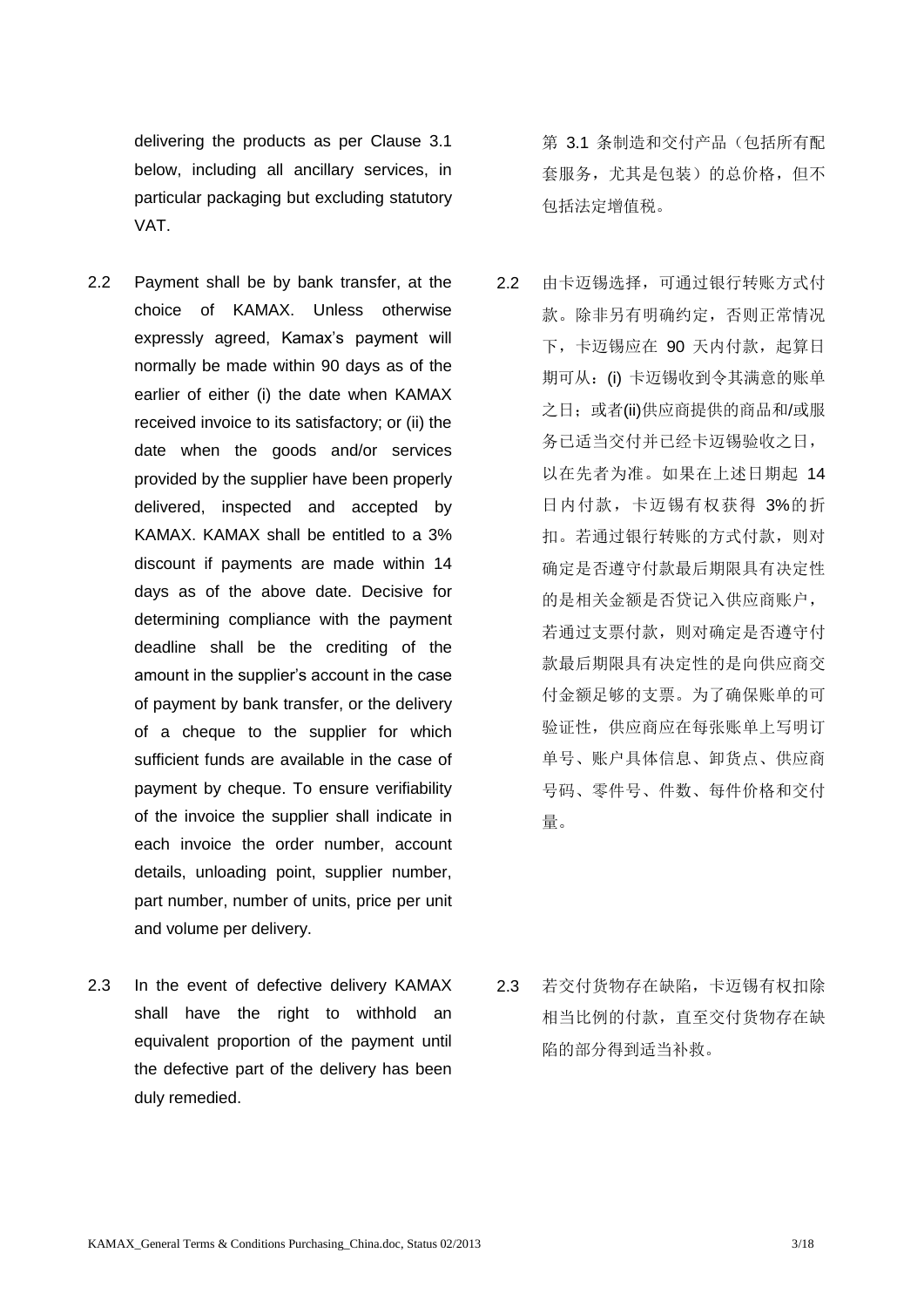delivering the products as per Clause 3.1 below, including all ancillary services, in particular packaging but excluding statutory VAT.

第 3.1 条制造和交付产品（包括所有配套服务，尤其是包装）的总价格，但不包括法定增值税。

2.2 Payment shall be by bank transfer, at the choice of KAMAX. Unless otherwise expressly agreed, Kamax's payment will normally be made within 90 days as of the earlier of either (i) the date when KAMAX received invoice to its satisfactory; or (ii) the date when the goods and/or services provided by the supplier have been properly delivered, inspected and accepted by KAMAX. KAMAX shall be entitled to a 3% discount if payments are made within 14 days as of the above date. Decisive for determining compliance with the payment deadline shall be the crediting of the amount in the supplier's account in the case of payment by bank transfer, or the delivery of a cheque to the supplier for which sufficient funds are available in the case of payment by cheque. To ensure verifiability of the invoice the supplier shall indicate in each invoice the order number, account details, unloading point, supplier number, part number, number of units, price per unit and volume per delivery.

2.2 由卡迈锡选择，可通过银行转账方式付款。除非另有明确约定，否则正常情况下，卡迈锡应在 90 天内付款，起算日期可从：(i) 卡迈锡收到令其满意的账单之日；或者(ii)供应商提供的商品和/或服务已适当交付并已经卡迈锡验收之日，以在先者为准。如果在上述日期起 14 日内付款，卡迈锡有权获得 3%的折扣。若通过银行转账的方式付款，则对确定是否遵守付款最后期限具有决定性的是相关金额是否贷记入供应商账户，若通过支票付款，则对确定是否遵守付款最后期限具有决定性的是向供应商交付金额足够的支票。为了确保账单的可验证性，供应商应在每张账单上写明订单号、账户具体信息、卸货点、供应商号码、零件号、件数、每件价格和交付量。

2.3 In the event of defective delivery KAMAX shall have the right to withhold an equivalent proportion of the payment until the defective part of the delivery has been duly remedied.

2.3 若交付货物存在缺陷，卡迈锡有权扣除相当比例的付款，直至交付货物存在缺陷的部分得到适当补救。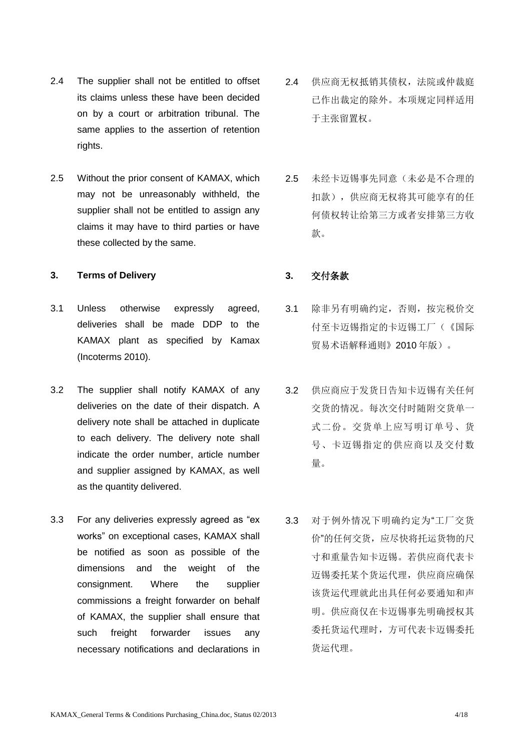2.4 The supplier shall not be entitled to offset its claims unless these have been decided on by a court or arbitration tribunal. The same applies to the assertion of retention rights.

2.4 供应商无权抵销其债权，法院或仲裁庭已作出裁定的除外。本项规定同样适用于主张留置权。

2.5 Without the prior consent of KAMAX, which may not be unreasonably withheld, the supplier shall not be entitled to assign any claims it may have to third parties or have these collected by the same.

2.5 未经卡迈锡事先同意（未必是不合理的扣款），供应商无权将其可能享有的任何债权转让给第三方或者安排第三方收款。

## 3. Terms of Delivery

## 3. 交付条款

3.1 Unless otherwise expressly agreed, deliveries shall be made DDP to the KAMAX plant as specified by Kamax (Incoterms 2010).

3.1 除非另有明确约定，否则，按完税价交付至卡迈锡指定的卡迈锡工厂（《国际贸易术语解释通则》2010 年版）。

3.2 The supplier shall notify KAMAX of any deliveries on the date of their dispatch. A delivery note shall be attached in duplicate to each delivery. The delivery note shall indicate the order number, article number and supplier assigned by KAMAX, as well as the quantity delivered.

3.2 供应商应于发货日告知卡迈锡有关任何交货的情况。每次交付时随附交货单一式二份。交货单上应写明订单号、货号、卡迈锡指定的供应商以及交付数量。

3.3 For any deliveries expressly agreed as “ex works” on exceptional cases, KAMAX shall be notified as soon as possible of the dimensions and the weight of the consignment. Where the supplier commissions a freight forwarder on behalf of KAMAX, the supplier shall ensure that such freight forwarder issues any necessary notifications and declarations in

3.3 对于例外情况下明确约定为“工厂交货价”的任何交货，应尽快将托运货物的尺寸和重量告知卡迈锡。若供应商代表卡迈锡委托某个货运代理，供应商应确保该货运代理就此出具任何必要通知和声明。供应商仅在卡迈锡事先明确授权其委托货运代理时，方可代表卡迈锡委托货运代理。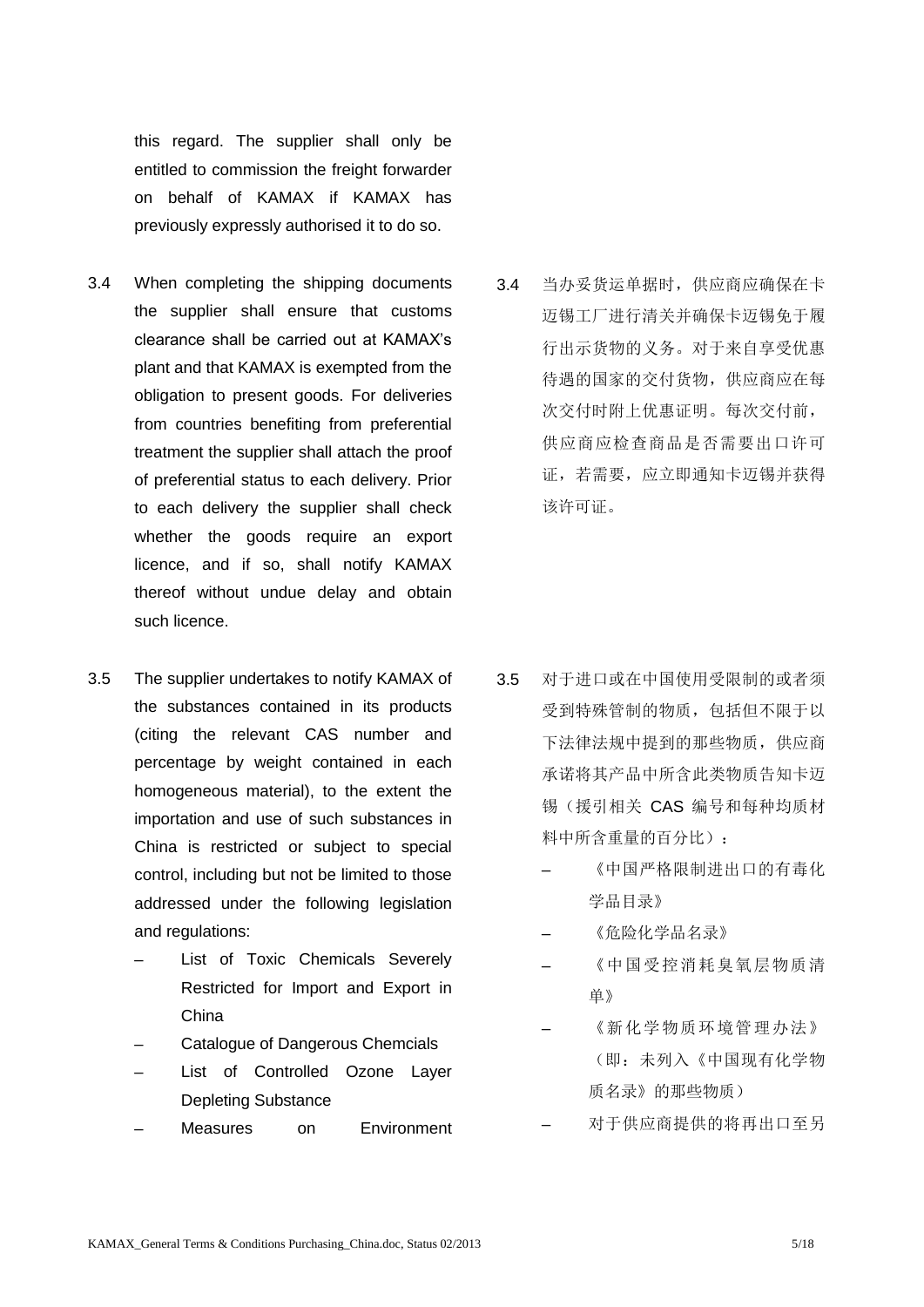this regard. The supplier shall only be entitled to commission the freight forwarder on behalf of KAMAX if KAMAX has previously expressly authorised it to do so.

3.4 When completing the shipping documents the supplier shall ensure that customs clearance shall be carried out at KAMAX's plant and that KAMAX is exempted from the obligation to present goods. For deliveries from countries benefiting from preferential treatment the supplier shall attach the proof of preferential status to each delivery. Prior to each delivery the supplier shall check whether the goods require an export licence, and if so, shall notify KAMAX thereof without undue delay and obtain such licence.

3.4 当办妥货运单据时，供应商应确保在卡迈锡工厂进行清关并确保卡迈锡免于履行出示货物的义务。对于来自享受优惠待遇的国家的交付货物，供应商应在每次交付时附上优惠证明。每次交付前，供应商应检查商品是否需要出口许可证，若需要，应立即通知卡迈锡并获得该许可证。

3.5 The supplier undertakes to notify KAMAX of the substances contained in its products (citing the relevant CAS number and percentage by weight contained in each homogeneous material), to the extent the importation and use of such substances in China is restricted or subject to special control, including but not be limited to those addressed under the following legislation and regulations:

- List of Toxic Chemicals Severely Restricted for Import and Export in China
- Catalogue of Dangerous Chemcials
- List of Controlled Ozone Layer Depleting Substance
- Measures on Environment

3.5 对于进口或在中国使用受限制的或者须受到特殊管制的物质，包括但不限于以下法律法规中提到的那些物质，供应商承诺将其产品中所含此类物质告知卡迈锡（援引相关 CAS 编号和每种均质材料中所含重量的百分比）：

- 《中国严格限制进出口的有毒化学品目录》
- 《危险化学品名录》
- 《中国受控消耗臭氧层物质清单》
- 《新化学物质环境管理办法》（即：未列入《中国现有化学物质名录》的那些物质）
- 对于供应商提供的将再出口至另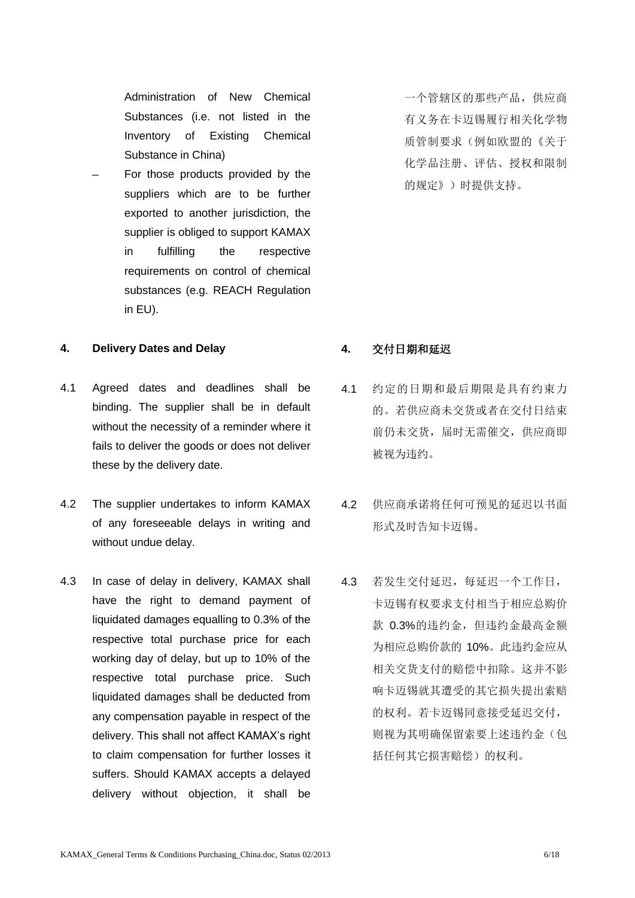Administration of New Chemical Substances (i.e. not listed in the Inventory of Existing Chemical Substance in China)

– For those products provided by the suppliers which are to be further exported to another jurisdiction, the supplier is obliged to support KAMAX in fulfilling the respective requirements on control of chemical substances (e.g. REACH Regulation in EU).

一个管辖区的那些产品，供应商有义务在卡迈锡履行相关化学物质管制要求（例如欧盟的《关于化学品注册、评估、授权和限制的规定》）时提供支持。

## 4. Delivery Dates and Delay

## 4. 交付日期和延迟

4.1 Agreed dates and deadlines shall be binding. The supplier shall be in default without the necessity of a reminder where it fails to deliver the goods or does not deliver these by the delivery date.

4.1 约定的日期和最后期限是具有约束力的。若供应商未交货或者在交付日结束前仍未交货，届时无需催交，供应商即被视为违约。

4.2 The supplier undertakes to inform KAMAX of any foreseeable delays in writing and without undue delay.

4.2 供应商承诺将任何可预见的延迟以书面形式及时告知卡迈锡。

4.3 In case of delay in delivery, KAMAX shall have the right to demand payment of liquidated damages equalling to 0.3% of the respective total purchase price for each working day of delay, but up to 10% of the respective total purchase price. Such liquidated damages shall be deducted from any compensation payable in respect of the delivery. This shall not affect KAMAX's right to claim compensation for further losses it suffers. Should KAMAX accepts a delayed delivery without objection, it shall be

4.3 若发生交付延迟，每延迟一个工作日，卡迈锡有权要求支付相当于相应总购价款 0.3%的违约金，但违约金最高金额为相应总购价款的 10%。此违约金应从相关交货支付的赔偿中扣除。这并不影响卡迈锡就其遭受的其它损失提出索赔的权利。若卡迈锡同意接受迟延交付，则视为其明确保留索要上述违约金（包括任何其它损害赔偿）的权利。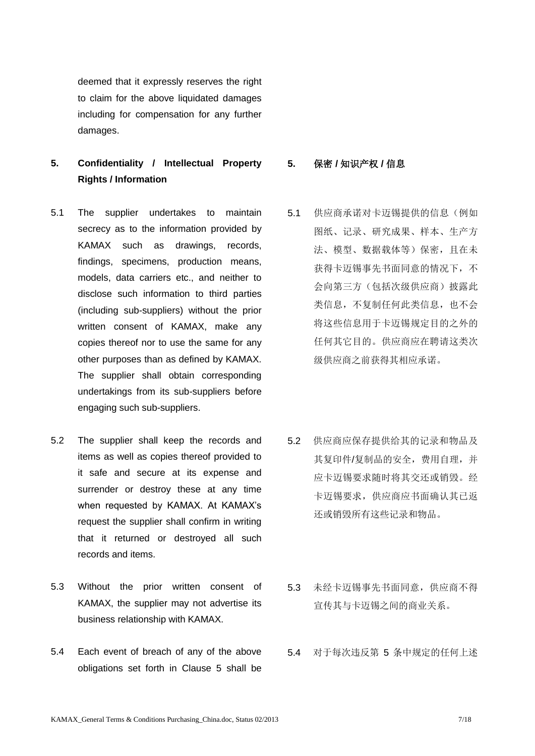deemed that it expressly reserves the right to claim for the above liquidated damages including for compensation for any further damages.

## 5. Confidentiality / Intellectual Property Rights / Information

## 5. 保密 / 知识产权 / 信息

5.1 The supplier undertakes to maintain secrecy as to the information provided by KAMAX such as drawings, records, findings, specimens, production means, models, data carriers etc., and neither to disclose such information to third parties (including sub-suppliers) without the prior written consent of KAMAX, make any copies thereof nor to use the same for any other purposes than as defined by KAMAX. The supplier shall obtain corresponding undertakings from its sub-suppliers before engaging such sub-suppliers.

5.1 供应商承诺对卡迈锡提供的信息（例如图纸、记录、研究成果、样本、生产方法、模型、数据载体等）保密，且在未获得卡迈锡事先书面同意的情况下，不会向第三方（包括次级供应商）披露此类信息，不复制任何此类信息，也不会将这些信息用于卡迈锡规定目的之外的任何其它目的。供应商应在聘请这类次级供应商之前获得其相应承诺。

5.2 The supplier shall keep the records and items as well as copies thereof provided to it safe and secure at its expense and surrender or destroy these at any time when requested by KAMAX. At KAMAX's request the supplier shall confirm in writing that it returned or destroyed all such records and items.

5.2 供应商应保存提供给其的记录和物品及其复印件/复制品的安全，费用自理，并应卡迈锡要求随时将其交还或销毁。经卡迈锡要求，供应商应书面确认其已返还或销毁所有这些记录和物品。

5.3 Without the prior written consent of KAMAX, the supplier may not advertise its business relationship with KAMAX.

5.3 未经卡迈锡事先书面同意，供应商不得宣传其与卡迈锡之间的商业关系。

5.4 Each event of breach of any of the above obligations set forth in Clause 5 shall be

5.4 对于每次违反第 5 条中规定的任何上述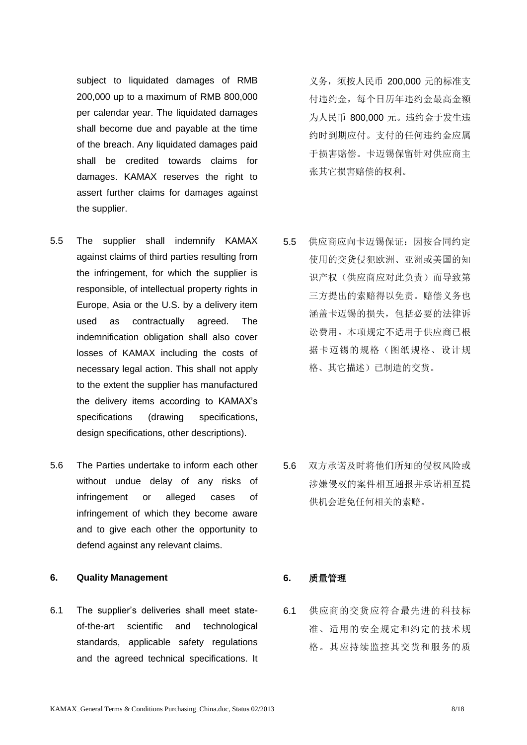subject to liquidated damages of RMB 200,000 up to a maximum of RMB 800,000 per calendar year. The liquidated damages shall become due and payable at the time of the breach. Any liquidated damages paid shall be credited towards claims for damages. KAMAX reserves the right to assert further claims for damages against the supplier.

义务，须按人民币 200,000 元的标准支付违约金，每个日历年违约金最高金额为人民币 800,000 元。违约金于发生违约时到期应付。支付的任何违约金应属于损害赔偿。卡迈锡保留针对供应商主张其它损害赔偿的权利。

5.5 The supplier shall indemnify KAMAX against claims of third parties resulting from the infringement, for which the supplier is responsible, of intellectual property rights in Europe, Asia or the U.S. by a delivery item used as contractually agreed. The indemnification obligation shall also cover losses of KAMAX including the costs of necessary legal action. This shall not apply to the extent the supplier has manufactured the delivery items according to KAMAX's specifications (drawing specifications, design specifications, other descriptions).

5.5 供应商应向卡迈锡保证：因按合同约定使用的交货侵犯欧洲、亚洲或美国的知识产权（供应商应对此负责）而导致第三方提出的索赔得以免责。赔偿义务也涵盖卡迈锡的损失，包括必要的法律诉讼费用。本项规定不适用于供应商已根据卡迈锡的规格（图纸规格、设计规格、其它描述）已制造的交货。

5.6 The Parties undertake to inform each other without undue delay of any risks of infringement or alleged cases of infringement of which they become aware and to give each other the opportunity to defend against any relevant claims.

5.6 双方承诺及时将他们所知的侵权风险或涉嫌侵权的案件相互通报并承诺相互提供机会避免任何相关的索赔。

## 6. Quality Management

## 6. 质量管理

6.1 The supplier's deliveries shall meet state-of-the-art scientific and technological standards, applicable safety regulations and the agreed technical specifications. It

6.1 供应商的交货应符合最先进的科技标准、适用的安全规定和约定的技术规格。其应持续监控其交货和服务的质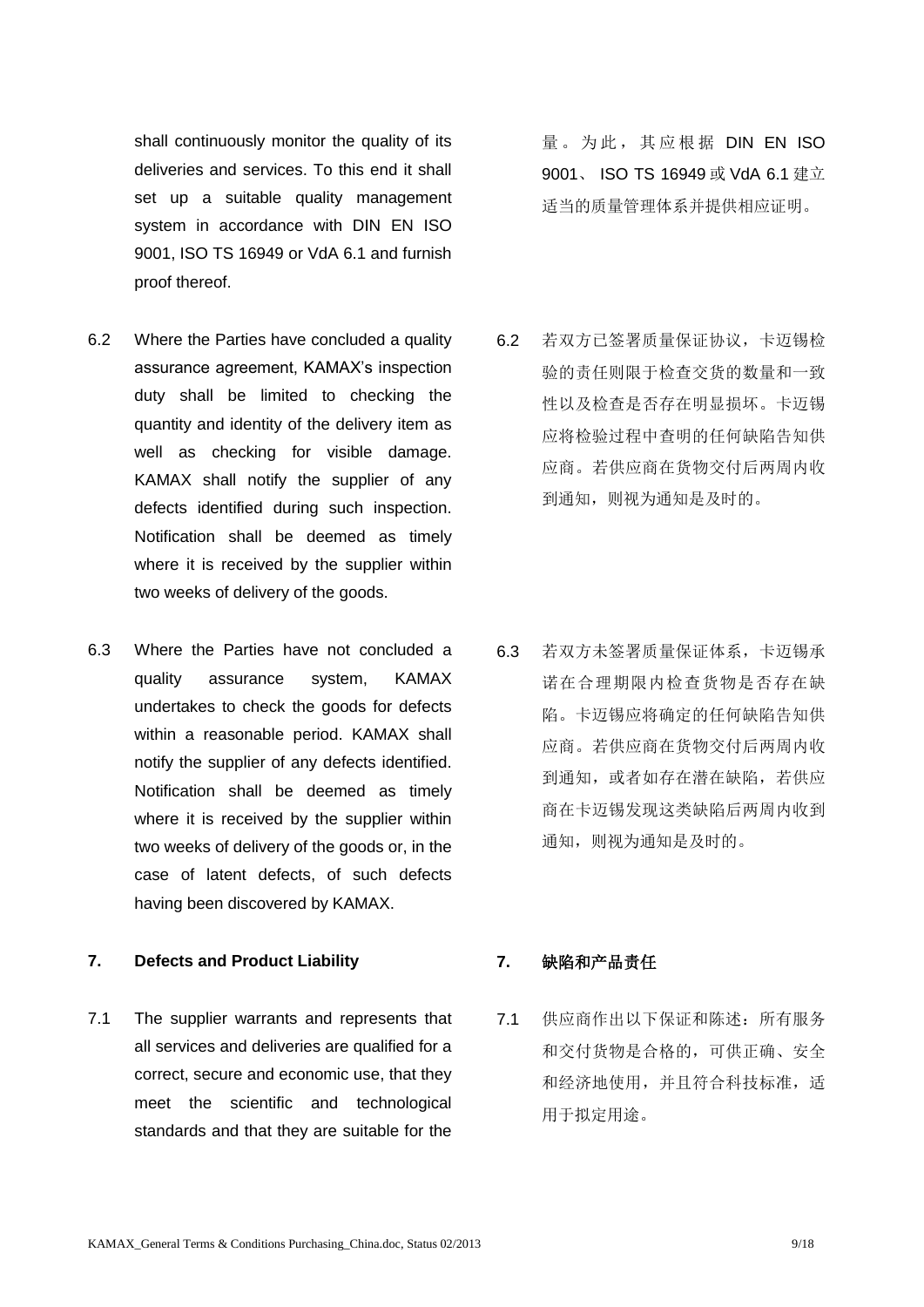shall continuously monitor the quality of its deliveries and services. To this end it shall set up a suitable quality management system in accordance with DIN EN ISO 9001, ISO TS 16949 or VdA 6.1 and furnish proof thereof.

量。为此，其应根据 DIN EN ISO 9001、 ISO TS 16949 或 VdA 6.1 建立适当的质量管理体系并提供相应证明。

6.2 Where the Parties have concluded a quality assurance agreement, KAMAX's inspection duty shall be limited to checking the quantity and identity of the delivery item as well as checking for visible damage. KAMAX shall notify the supplier of any defects identified during such inspection. Notification shall be deemed as timely where it is received by the supplier within two weeks of delivery of the goods.

6.2 若双方已签署质量保证协议，卡迈锡检验的责任则限于检查交货的数量和一致性以及检查是否存在明显损坏。卡迈锡应将检验过程中查明的任何缺陷告知供应商。若供应商在货物交付后两周内收到通知，则视为通知是及时的。

6.3 Where the Parties have not concluded a quality assurance system, KAMAX undertakes to check the goods for defects within a reasonable period. KAMAX shall notify the supplier of any defects identified. Notification shall be deemed as timely where it is received by the supplier within two weeks of delivery of the goods or, in the case of latent defects, of such defects having been discovered by KAMAX.

6.3 若双方未签署质量保证体系，卡迈锡承诺在合理期限内检查货物是否存在缺陷。卡迈锡应将确定的任何缺陷告知供应商。若供应商在货物交付后两周内收到通知，或者如存在潜在缺陷，若供应商在卡迈锡发现这类缺陷后两周内收到通知，则视为通知是及时的。

## 7. Defects and Product Liability

## 7. 缺陷和产品责任

7.1 The supplier warrants and represents that all services and deliveries are qualified for a correct, secure and economic use, that they meet the scientific and technological standards and that they are suitable for the

7.1 供应商作出以下保证和陈述：所有服务和交付货物是合格的，可供正确、安全和经济地使用，并且符合科技标准，适用于拟定用途。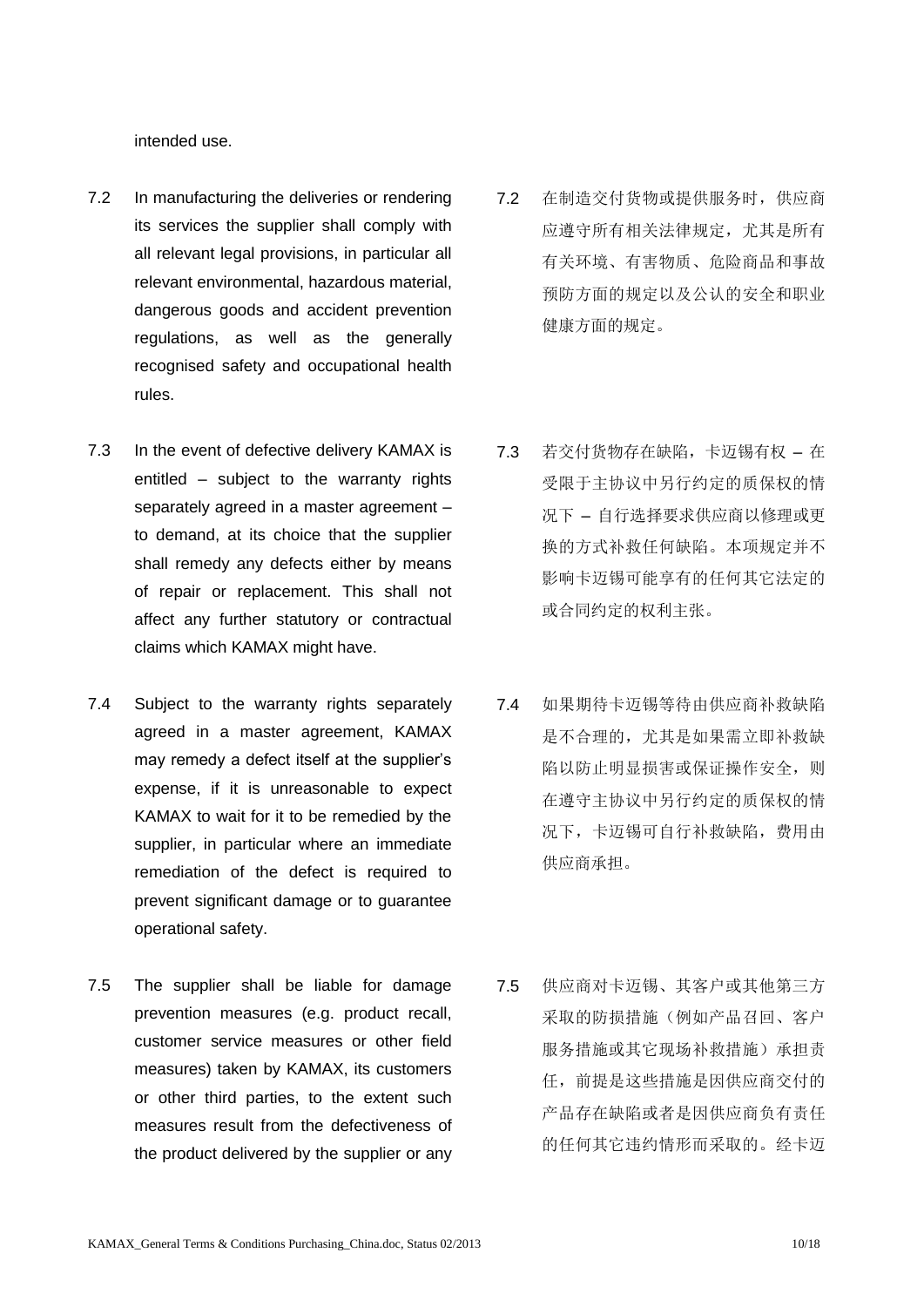intended use.

7.2 In manufacturing the deliveries or rendering its services the supplier shall comply with all relevant legal provisions, in particular all relevant environmental, hazardous material, dangerous goods and accident prevention regulations, as well as the generally recognised safety and occupational health rules.

7.2 在制造交付货物或提供服务时，供应商应遵守所有相关法律规定，尤其是所有有关环境、有害物质、危险商品和事故预防方面的规定以及公认的安全和职业健康方面的规定。

7.3 In the event of defective delivery KAMAX is entitled – subject to the warranty rights separately agreed in a master agreement – to demand, at its choice that the supplier shall remedy any defects either by means of repair or replacement. This shall not affect any further statutory or contractual claims which KAMAX might have.

7.3 若交付货物存在缺陷，卡迈锡有权 – 在受限于主协议中另行约定的质保权的情况下 – 自行选择要求供应商以修理或更换的方式补救任何缺陷。本项规定并不影响卡迈锡可能享有的任何其它法定的或合同约定的权利主张。

7.4 Subject to the warranty rights separately agreed in a master agreement, KAMAX may remedy a defect itself at the supplier's expense, if it is unreasonable to expect KAMAX to wait for it to be remedied by the supplier, in particular where an immediate remediation of the defect is required to prevent significant damage or to guarantee operational safety.

7.4 如果期待卡迈锡等待由供应商补救缺陷是不合理的，尤其是如果需立即补救缺陷以防止明显损害或保证操作安全，则在遵守主协议中另行约定的质保权的情况下，卡迈锡可自行补救缺陷，费用由供应商承担。

7.5 The supplier shall be liable for damage prevention measures (e.g. product recall, customer service measures or other field measures) taken by KAMAX, its customers or other third parties, to the extent such measures result from the defectiveness of the product delivered by the supplier or any

7.5 供应商对卡迈锡、其客户或其他第三方采取的防损措施（例如产品召回、客户服务措施或其它现场补救措施）承担责任，前提是这些措施是因供应商交付的产品存在缺陷或者是因供应商负有责任的任何其它违约情形而采取的。经卡迈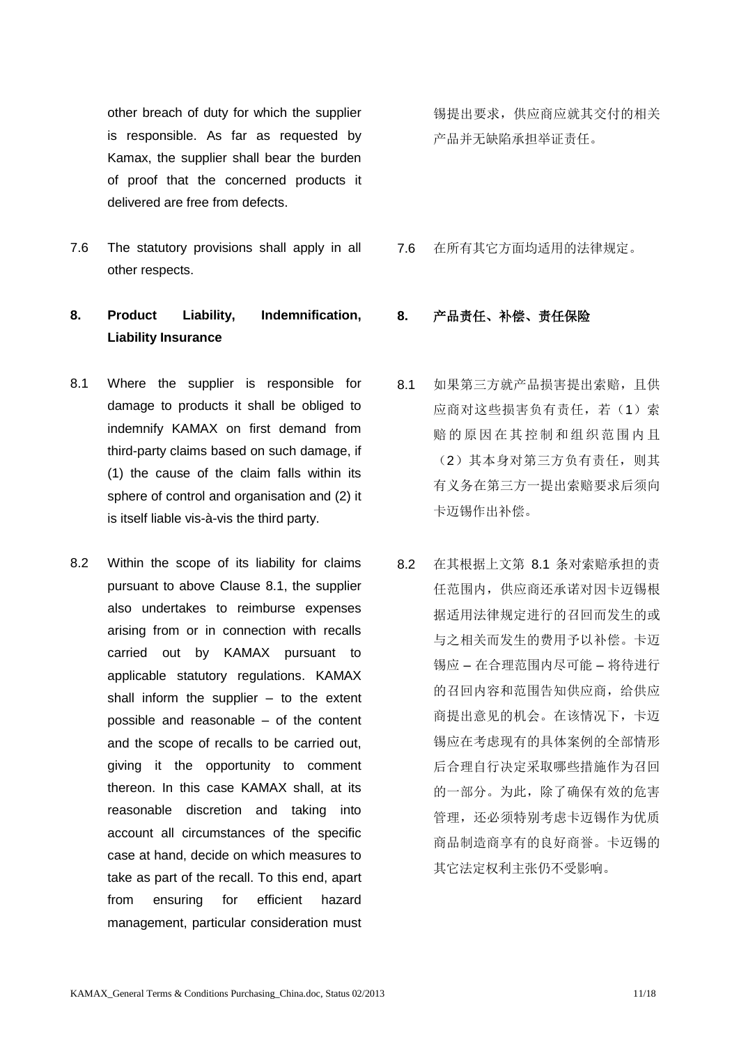other breach of duty for which the supplier is responsible. As far as requested by Kamax, the supplier shall bear the burden of proof that the concerned products it delivered are free from defects.

锡提出要求，供应商应就其交付的相关产品并无缺陷承担举证责任。

7.6 The statutory provisions shall apply in all other respects.

7.6 在所有其它方面均适用的法律规定。

## 8. Product Liability, Indemnification, Liability Insurance

## 8. 产品责任、补偿、责任保险

8.1 Where the supplier is responsible for damage to products it shall be obliged to indemnify KAMAX on first demand from third-party claims based on such damage, if (1) the cause of the claim falls within its sphere of control and organisation and (2) it is itself liable vis-à-vis the third party.

8.1 如果第三方就产品损害提出索赔，且供应商对这些损害负有责任，若（1）索赔的原因在其控制和组织范围内且（2）其本身对第三方负有责任，则其有义务在第三方一提出索赔要求后须向卡迈锡作出补偿。

8.2 Within the scope of its liability for claims pursuant to above Clause 8.1, the supplier also undertakes to reimburse expenses arising from or in connection with recalls carried out by KAMAX pursuant to applicable statutory regulations. KAMAX shall inform the supplier – to the extent possible and reasonable – of the content and the scope of recalls to be carried out, giving it the opportunity to comment thereon. In this case KAMAX shall, at its reasonable discretion and taking into account all circumstances of the specific case at hand, decide on which measures to take as part of the recall. To this end, apart from ensuring for efficient hazard management, particular consideration must

8.2 在其根据上文第 8.1 条对索赔承担的责任范围内，供应商还承诺对因卡迈锡根据适用法律规定进行的召回而发生的或与之相关而发生的费用予以补偿。卡迈锡应 – 在合理范围内尽可能 – 将待进行的召回内容和范围告知供应商，给供应商提出意见的机会。在该情况下，卡迈锡应在考虑现有的具体案例的全部情形后合理自行决定采取哪些措施作为召回的一部分。为此，除了确保有效的危害管理，还必须特别考虑卡迈锡作为优质商品制造商享有的良好商誉。卡迈锡的其它法定权利主张仍不受影响。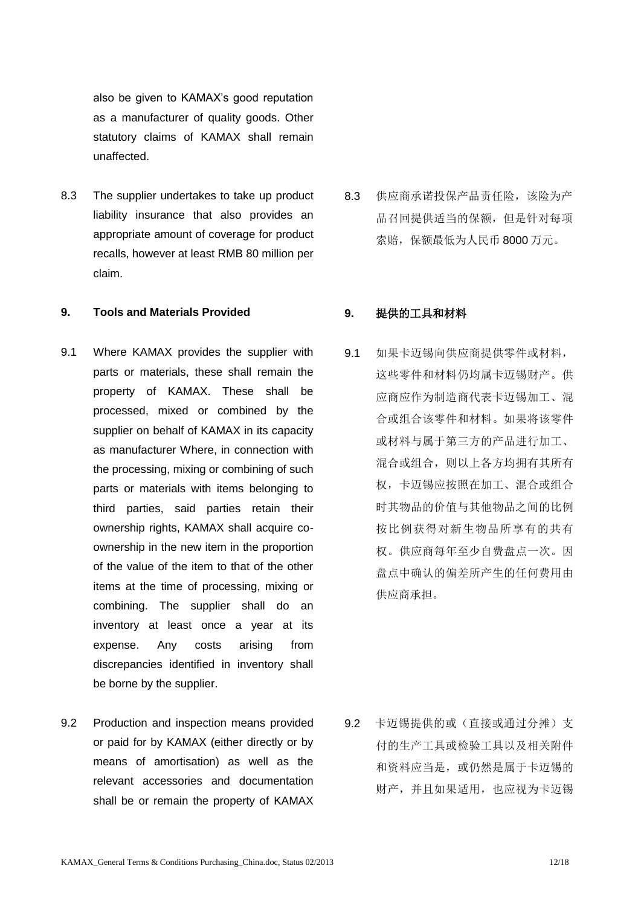also be given to KAMAX's good reputation as a manufacturer of quality goods. Other statutory claims of KAMAX shall remain unaffected.

8.3 The supplier undertakes to take up product liability insurance that also provides an appropriate amount of coverage for product recalls, however at least RMB 80 million per claim.

8.3 供应商承诺投保产品责任险，该险为产品召回提供适当的保额，但是针对每项索赔，保额最低为人民币 8000 万元。

## 9. Tools and Materials Provided

## 9. 提供的工具和材料

9.1 Where KAMAX provides the supplier with parts or materials, these shall remain the property of KAMAX. These shall be processed, mixed or combined by the supplier on behalf of KAMAX in its capacity as manufacturer Where, in connection with the processing, mixing or combining of such parts or materials with items belonging to third parties, said parties retain their ownership rights, KAMAX shall acquire co-ownership in the new item in the proportion of the value of the item to that of the other items at the time of processing, mixing or combining. The supplier shall do an inventory at least once a year at its expense. Any costs arising from discrepancies identified in inventory shall be borne by the supplier.

9.1 如果卡迈锡向供应商提供零件或材料，这些零件和材料仍均属卡迈锡财产。供应商应作为制造商代表卡迈锡加工、混合或组合该零件和材料。如果将该零件或材料与属于第三方的产品进行加工、混合或组合，则以上各方均拥有其所有权，卡迈锡应按照在加工、混合或组合时其物品的价值与其他物品之间的比例按比例获得对新生物品所享有的共有权。供应商每年至少自费盘点一次。因盘点中确认的偏差所产生的任何费用由供应商承担。

9.2 Production and inspection means provided or paid for by KAMAX (either directly or by means of amortisation) as well as the relevant accessories and documentation shall be or remain the property of KAMAX

9.2 卡迈锡提供的或（直接或通过分摊）支付的生产工具或检验工具以及相关附件和资料应当是，或仍然是属于卡迈锡的财产，并且如果适用，也应视为卡迈锡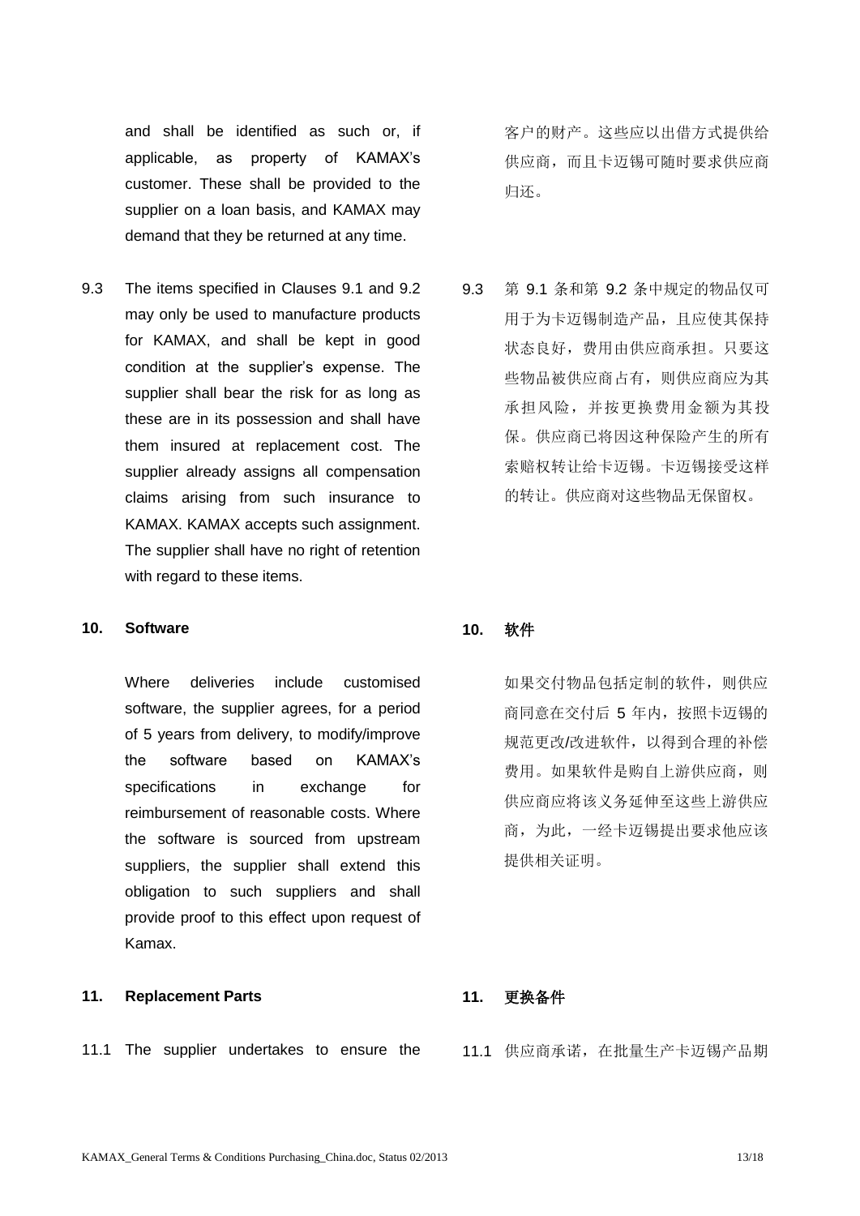and shall be identified as such or, if applicable, as property of KAMAX's customer. These shall be provided to the supplier on a loan basis, and KAMAX may demand that they be returned at any time.

客户的财产。这些应以出借方式提供给供应商，而且卡迈锡可随时要求供应商归还。

9.3 The items specified in Clauses 9.1 and 9.2 may only be used to manufacture products for KAMAX, and shall be kept in good condition at the supplier's expense. The supplier shall bear the risk for as long as these are in its possession and shall have them insured at replacement cost. The supplier already assigns all compensation claims arising from such insurance to KAMAX. KAMAX accepts such assignment. The supplier shall have no right of retention with regard to these items.

9.3 第 9.1 条和第 9.2 条中规定的物品仅可用于为卡迈锡制造产品，且应使其保持状态良好，费用由供应商承担。只要这些物品被供应商占有，则供应商应为其承担风险，并按更换费用金额为其投保。供应商已将因这种保险产生的所有索赔权转让给卡迈锡。卡迈锡接受这样的转让。供应商对这些物品无保留权。

## 10. Software

## 10. 软件

Where deliveries include customised software, the supplier agrees, for a period of 5 years from delivery, to modify/improve the software based on KAMAX's specifications in exchange for reimbursement of reasonable costs. Where the software is sourced from upstream suppliers, the supplier shall extend this obligation to such suppliers and shall provide proof to this effect upon request of Kamax.

如果交付物品包括定制的软件，则供应商同意在交付后 5 年内，按照卡迈锡的规范更改/改进软件，以得到合理的补偿费用。如果软件是购自上游供应商，则供应商应将该义务延伸至这些上游供应商，为此，一经卡迈锡提出要求他应该提供相关证明。

## 11. Replacement Parts

## 11. 更换备件

11.1 The supplier undertakes to ensure the

11.1 供应商承诺，在批量生产卡迈锡产品期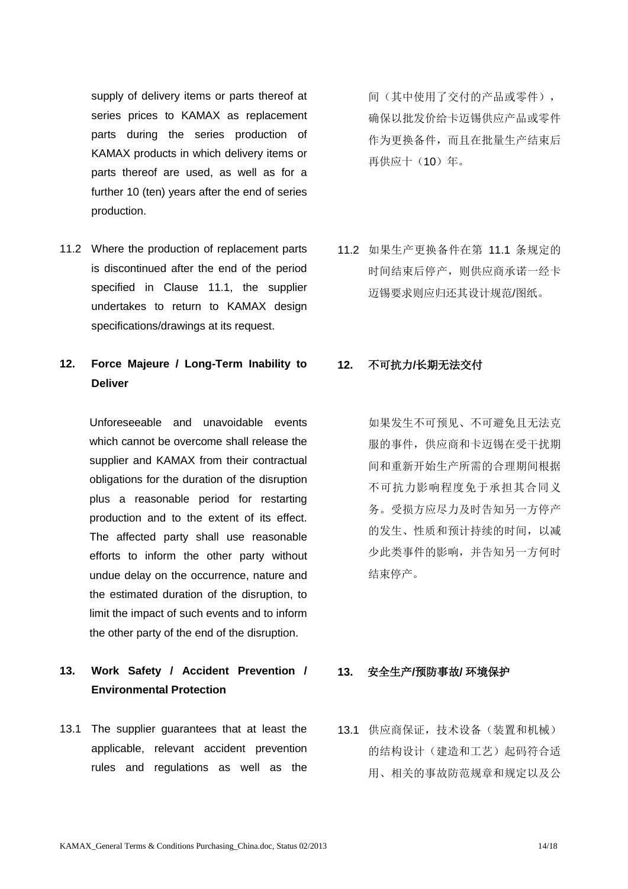supply of delivery items or parts thereof at series prices to KAMAX as replacement parts during the series production of KAMAX products in which delivery items or parts thereof are used, as well as for a further 10 (ten) years after the end of series production.

间（其中使用了交付的产品或零件），确保以批发价给卡迈锡供应产品或零件作为更换备件，而且在批量生产结束后再供应十（10）年。

11.2 Where the production of replacement parts is discontinued after the end of the period specified in Clause 11.1, the supplier undertakes to return to KAMAX design specifications/drawings at its request.

11.2 如果生产更换备件在第 11.1 条规定的时间结束后停产，则供应商承诺一经卡迈锡要求则应归还其设计规范/图纸。

## 12. Force Majeure / Long-Term Inability to Deliver

## 12. 不可抗力/长期无法交付

Unforeseeable and unavoidable events which cannot be overcome shall release the supplier and KAMAX from their contractual obligations for the duration of the disruption plus a reasonable period for restarting production and to the extent of its effect. The affected party shall use reasonable efforts to inform the other party without undue delay on the occurrence, nature and the estimated duration of the disruption, to limit the impact of such events and to inform the other party of the end of the disruption.

如果发生不可预见、不可避免且无法克服的事件，供应商和卡迈锡在受干扰期间和重新开始生产所需的合理期间根据不可抗力影响程度免于承担其合同义务。受损方应尽力及时告知另一方停产的发生、性质和预计持续的时间，以减少此类事件的影响，并告知另一方何时结束停产。

## 13. Work Safety / Accident Prevention / Environmental Protection

## 13. 安全生产/预防事故/ 环境保护

13.1 The supplier guarantees that at least the applicable, relevant accident prevention rules and regulations as well as the

13.1 供应商保证，技术设备（装置和机械）的结构设计（建造和工艺）起码符合适用、相关的事故防范规章和规定以及公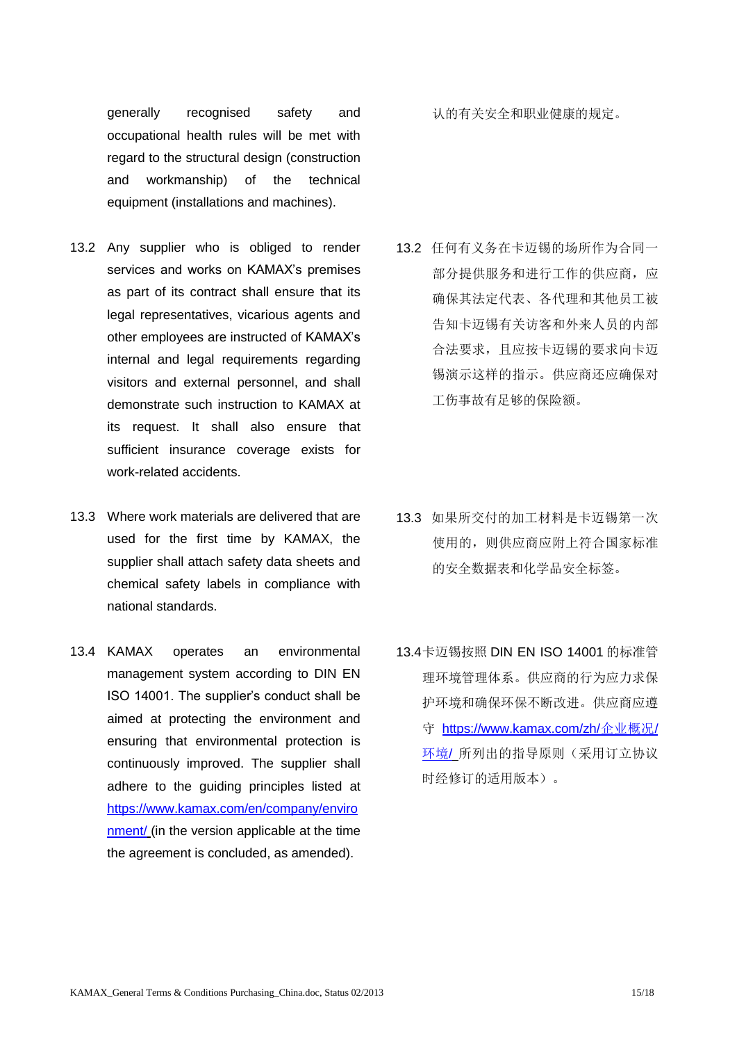generally recognised safety and occupational health rules will be met with regard to the structural design (construction and workmanship) of the technical equipment (installations and machines).

认的有关安全和职业健康的规定。

13.2 Any supplier who is obliged to render services and works on KAMAX's premises as part of its contract shall ensure that its legal representatives, vicarious agents and other employees are instructed of KAMAX's internal and legal requirements regarding visitors and external personnel, and shall demonstrate such instruction to KAMAX at its request. It shall also ensure that sufficient insurance coverage exists for work-related accidents.

13.2 任何有义务在卡迈锡的场所作为合同一部分提供服务和进行工作的供应商，应确保其法定代表、各代理和其他员工被告知卡迈锡有关访客和外来人员的内部合法要求，且应按卡迈锡的要求向卡迈锡演示这样的指示。供应商还应确保对工伤事故有足够的保险额。

13.3 Where work materials are delivered that are used for the first time by KAMAX, the supplier shall attach safety data sheets and chemical safety labels in compliance with national standards.

13.3 如果所交付的加工材料是卡迈锡第一次使用的，则供应商应附上符合国家标准的安全数据表和化学品安全标签。

13.4 KAMAX operates an environmental management system according to DIN EN ISO 14001. The supplier's conduct shall be aimed at protecting the environment and ensuring that environmental protection is continuously improved. The supplier shall adhere to the guiding principles listed at https://www.kamax.com/en/company/environment/ (in the version applicable at the time the agreement is concluded, as amended).

13.4卡迈锡按照 DIN EN ISO 14001 的标准管理环境管理体系。供应商的行为应力求保护环境和确保环保不断改进。供应商应遵守 https://www.kamax.com/zh/企业概况/环境/ 所列出的指导原则（采用订立协议时经修订的适用版本）。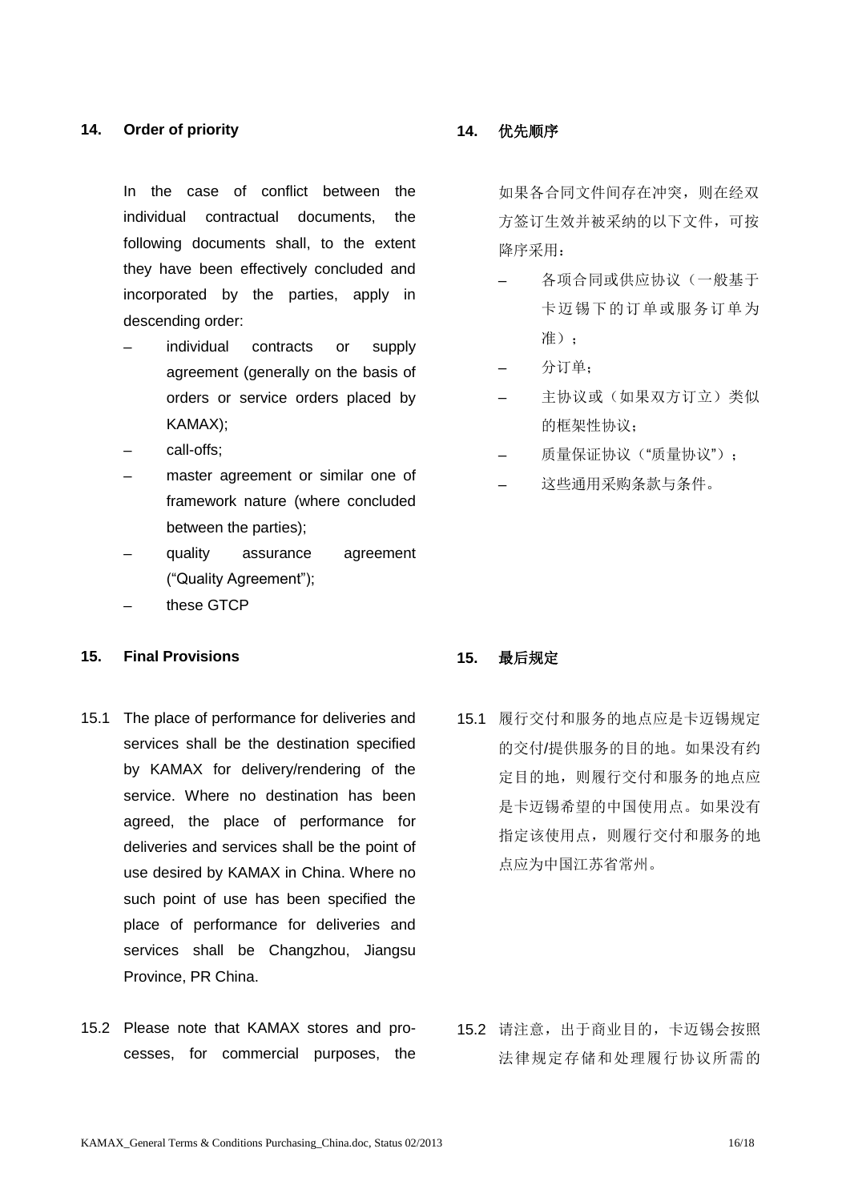## 14. Order of priority

In the case of conflict between the individual contractual documents, the following documents shall, to the extent they have been effectively concluded and incorporated by the parties, apply in descending order:

– individual contracts or supply agreement (generally on the basis of orders or service orders placed by KAMAX);
– call-offs;
– master agreement or similar one of framework nature (where concluded between the parties);
– quality assurance agreement (“Quality Agreement”);
– these GTCP

## 14. 优先顺序

如果各合同文件间存在冲突，则在经双方签订生效并被采纳的以下文件，可按降序采用：

– 各项合同或供应协议（一般基于卡迈锡下的订单或服务订单为准）；
– 分订单；
– 主协议或（如果双方订立）类似的框架性协议；
– 质量保证协议（“质量协议”）；
– 这些通用采购条款与条件。

## 15. Final Provisions

15.1 The place of performance for deliveries and services shall be the destination specified by KAMAX for delivery/rendering of the service. Where no destination has been agreed, the place of performance for deliveries and services shall be the point of use desired by KAMAX in China. Where no such point of use has been specified the place of performance for deliveries and services shall be Changzhou, Jiangsu Province, PR China.

15.2 Please note that KAMAX stores and processes, for commercial purposes, the

## 15. 最后规定

15.1 履行交付和服务的地点应是卡迈锡规定的交付/提供服务的目的地。如果没有约定目的地，则履行交付和服务的地点应是卡迈锡希望的中国使用点。如果没有指定该使用点，则履行交付和服务的地点应为中国江苏省常州。

15.2 请注意，出于商业目的，卡迈锡会按照法律规定存储和处理履行协议所需的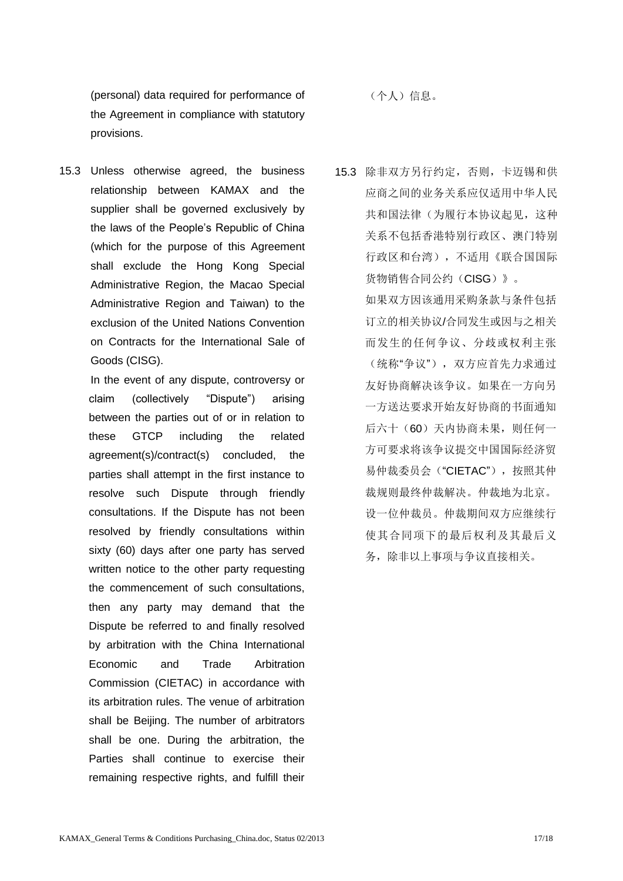(personal) data required for performance of the Agreement in compliance with statutory provisions.

（个人）信息。

15.3 Unless otherwise agreed, the business relationship between KAMAX and the supplier shall be governed exclusively by the laws of the People's Republic of China (which for the purpose of this Agreement shall exclude the Hong Kong Special Administrative Region, the Macao Special Administrative Region and Taiwan) to the exclusion of the United Nations Convention on Contracts for the International Sale of Goods (CISG).

In the event of any dispute, controversy or claim (collectively "Dispute") arising between the parties out of or in relation to these GTCP including the related agreement(s)/contract(s) concluded, the parties shall attempt in the first instance to resolve such Dispute through friendly consultations. If the Dispute has not been resolved by friendly consultations within sixty (60) days after one party has served written notice to the other party requesting the commencement of such consultations, then any party may demand that the Dispute be referred to and finally resolved by arbitration with the China International Economic and Trade Arbitration Commission (CIETAC) in accordance with its arbitration rules. The venue of arbitration shall be Beijing. The number of arbitrators shall be one. During the arbitration, the Parties shall continue to exercise their remaining respective rights, and fulfill their

15.3 除非双方另行约定，否则，卡迈锡和供应商之间的业务关系应仅适用中华人民共和国法律（为履行本协议起见，这种关系不包括香港特别行政区、澳门特别行政区和台湾），不适用《联合国国际货物销售合同公约（CISG）》。

如果双方因该通用采购条款与条件包括订立的相关协议/合同发生或因与之相关而发生的任何争议、分歧或权利主张（统称"争议"），双方应首先力求通过友好协商解决该争议。如果在一方向另一方送达要求开始友好协商的书面通知后六十（60）天内协商未果，则任何一方可要求将该争议提交中国国际经济贸易仲裁委员会（"CIETAC"），按照其仲裁规则最终仲裁解决。仲裁地为北京。设一位仲裁员。仲裁期间双方应继续行使其合同项下的最后权利及其最后义务，除非以上事项与争议直接相关。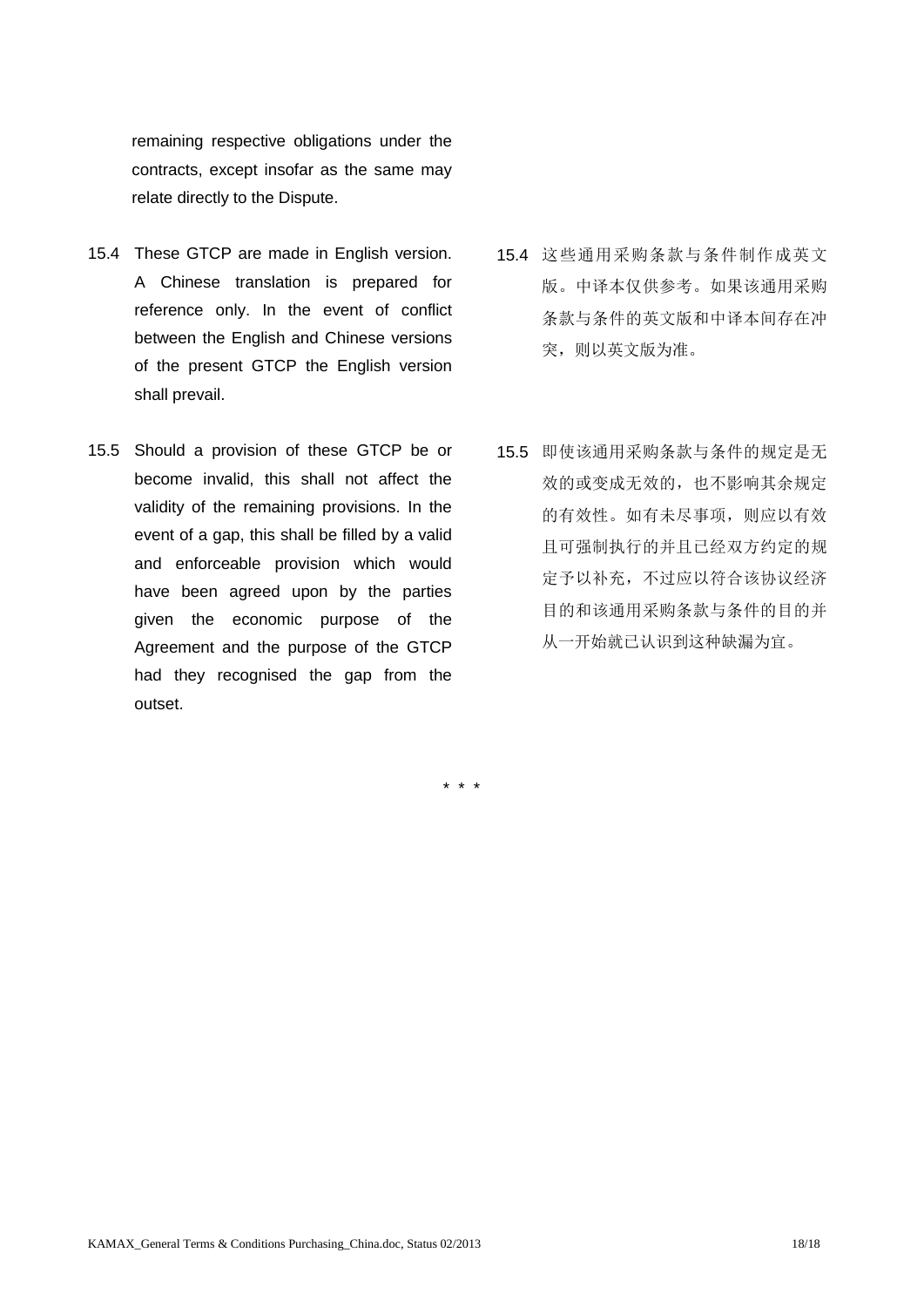remaining respective obligations under the contracts, except insofar as the same may relate directly to the Dispute.

15.4 These GTCP are made in English version. A Chinese translation is prepared for reference only. In the event of conflict between the English and Chinese versions of the present GTCP the English version shall prevail.

15.4 这些通用采购条款与条件制作成英文版。中译本仅供参考。如果该通用采购条款与条件的英文版和中译本间存在冲突，则以英文版为准。

15.5 Should a provision of these GTCP be or become invalid, this shall not affect the validity of the remaining provisions. In the event of a gap, this shall be filled by a valid and enforceable provision which would have been agreed upon by the parties given the economic purpose of the Agreement and the purpose of the GTCP had they recognised the gap from the outset.

15.5 即使该通用采购条款与条件的规定是无效的或变成无效的，也不影响其余规定的有效性。如有未尽事项，则应以有效且可强制执行的并且已经双方约定的规定予以补充，不过应以符合该协议经济目的和该通用采购条款与条件的目的并从一开始就已认识到这种缺漏为宜。

* * *